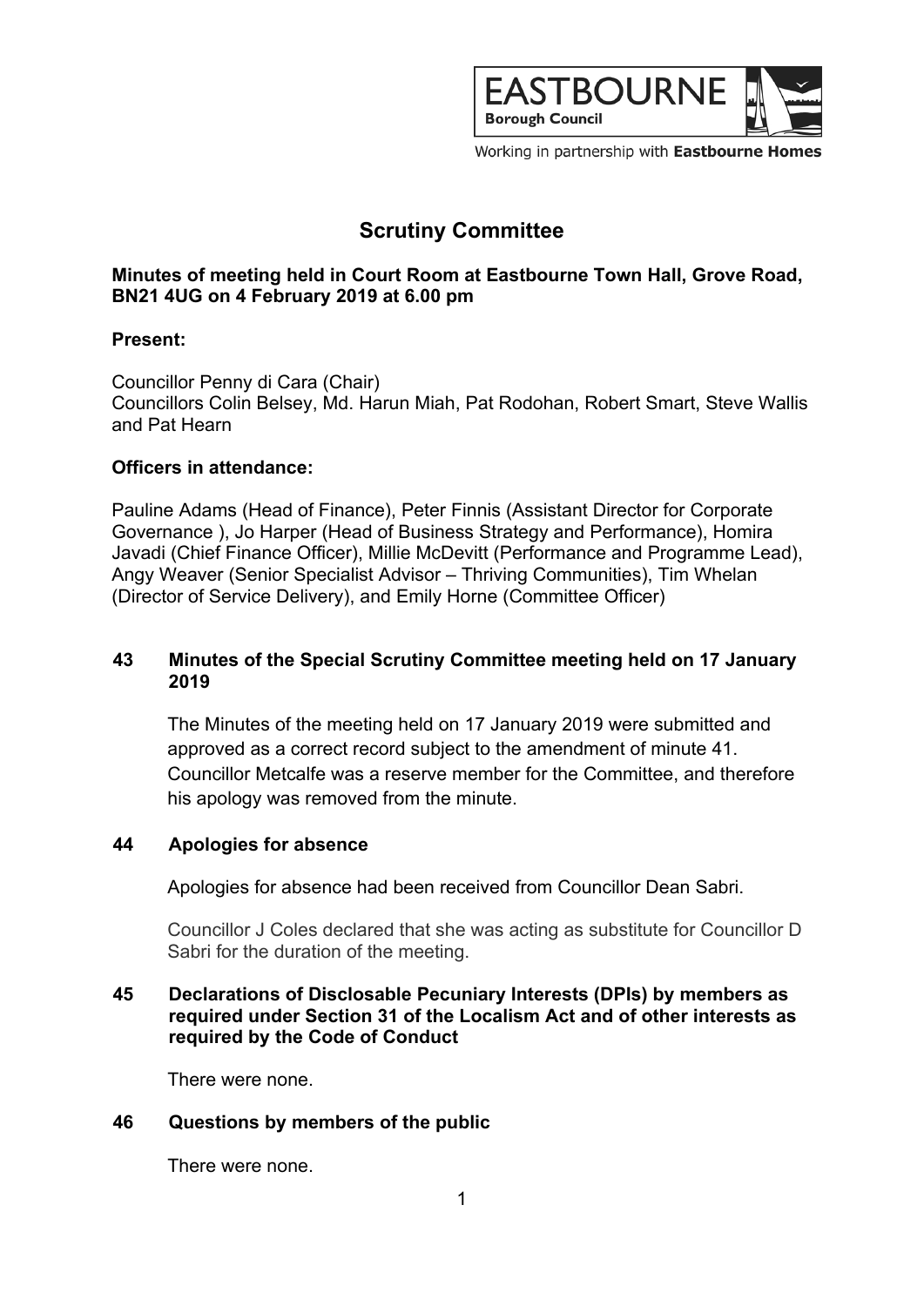EASTBOURNE Borough Council

Working in partnership with **Eastbourne Homes**

# Scrutiny Committee

**Minutes of meeting held in Court Room at Eastbourne Town Hall, Grove Road, BN21 4UG on 4 February 2019 at 6.00 pm**

**Present:**

Councillor Penny di Cara (Chair)
Councillors Colin Belsey, Md. Harun Miah, Pat Rodohan, Robert Smart, Steve Wallis and Pat Hearn

**Officers in attendance:**

Pauline Adams (Head of Finance), Peter Finnis (Assistant Director for Corporate Governance ), Jo Harper (Head of Business Strategy and Performance), Homira Javadi (Chief Finance Officer), Millie McDevitt (Performance and Programme Lead), Angy Weaver (Senior Specialist Advisor – Thriving Communities), Tim Whelan (Director of Service Delivery), and Emily Horne (Committee Officer)

## 43 Minutes of the Special Scrutiny Committee meeting held on 17 January 2019

The Minutes of the meeting held on 17 January 2019 were submitted and approved as a correct record subject to the amendment of minute 41. Councillor Metcalfe was a reserve member for the Committee, and therefore his apology was removed from the minute.

## 44 Apologies for absence

Apologies for absence had been received from Councillor Dean Sabri.

Councillor J Coles declared that she was acting as substitute for Councillor D Sabri for the duration of the meeting.

## 45 Declarations of Disclosable Pecuniary Interests (DPIs) by members as required under Section 31 of the Localism Act and of other interests as required by the Code of Conduct

There were none.

## 46 Questions by members of the public

There were none.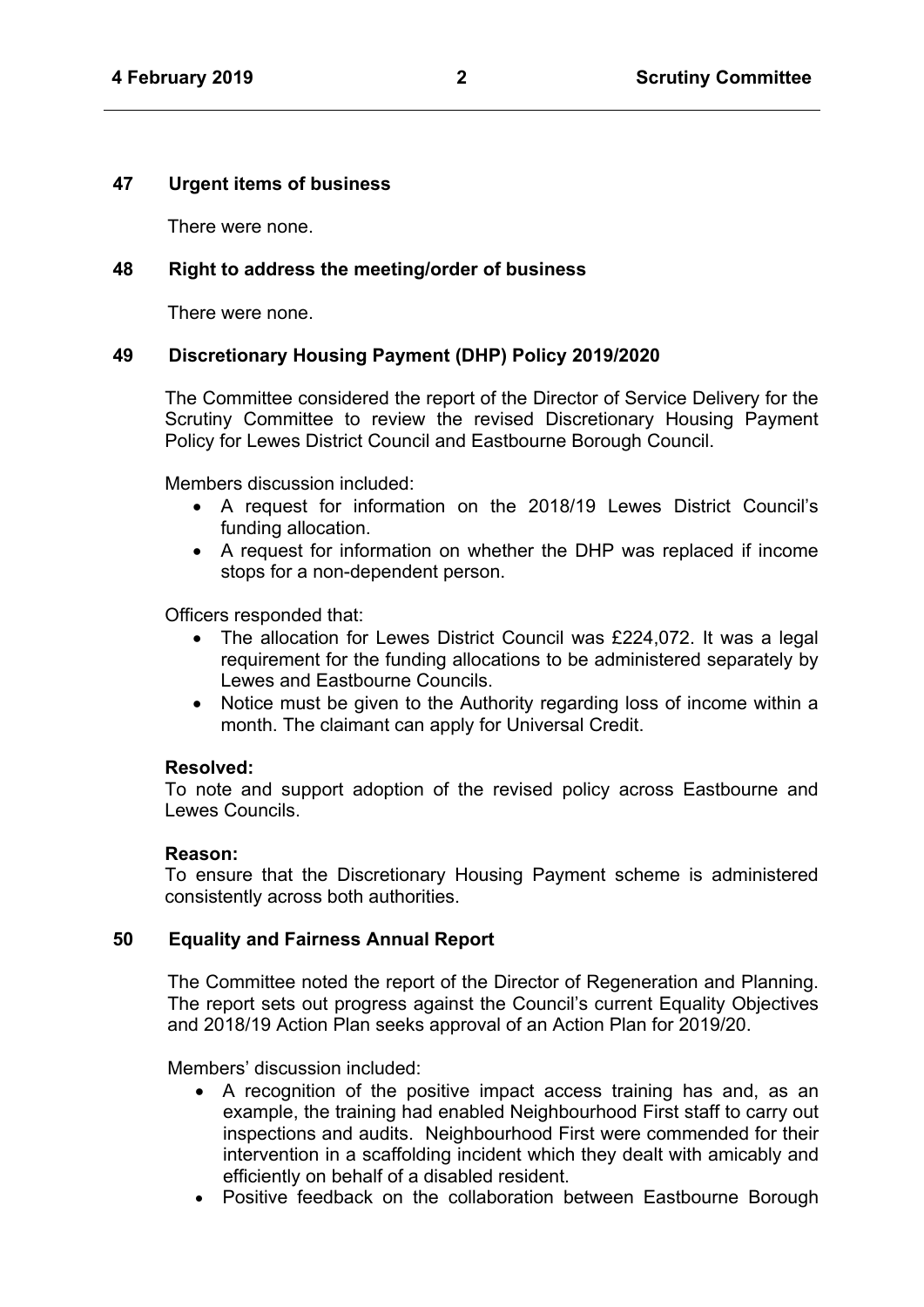## 47 Urgent items of business

There were none.

## 48 Right to address the meeting/order of business

There were none.

## 49 Discretionary Housing Payment (DHP) Policy 2019/2020

The Committee considered the report of the Director of Service Delivery for the Scrutiny Committee to review the revised Discretionary Housing Payment Policy for Lewes District Council and Eastbourne Borough Council.

Members discussion included:

- A request for information on the 2018/19 Lewes District Council's funding allocation.
- A request for information on whether the DHP was replaced if income stops for a non-dependent person.

Officers responded that:

- The allocation for Lewes District Council was £224,072. It was a legal requirement for the funding allocations to be administered separately by Lewes and Eastbourne Councils.
- Notice must be given to the Authority regarding loss of income within a month. The claimant can apply for Universal Credit.

**Resolved:**
To note and support adoption of the revised policy across Eastbourne and Lewes Councils.

**Reason:**
To ensure that the Discretionary Housing Payment scheme is administered consistently across both authorities.

## 50 Equality and Fairness Annual Report

The Committee noted the report of the Director of Regeneration and Planning. The report sets out progress against the Council's current Equality Objectives and 2018/19 Action Plan seeks approval of an Action Plan for 2019/20.

Members' discussion included:

- A recognition of the positive impact access training has and, as an example, the training had enabled Neighbourhood First staff to carry out inspections and audits. Neighbourhood First were commended for their intervention in a scaffolding incident which they dealt with amicably and efficiently on behalf of a disabled resident.
- Positive feedback on the collaboration between Eastbourne Borough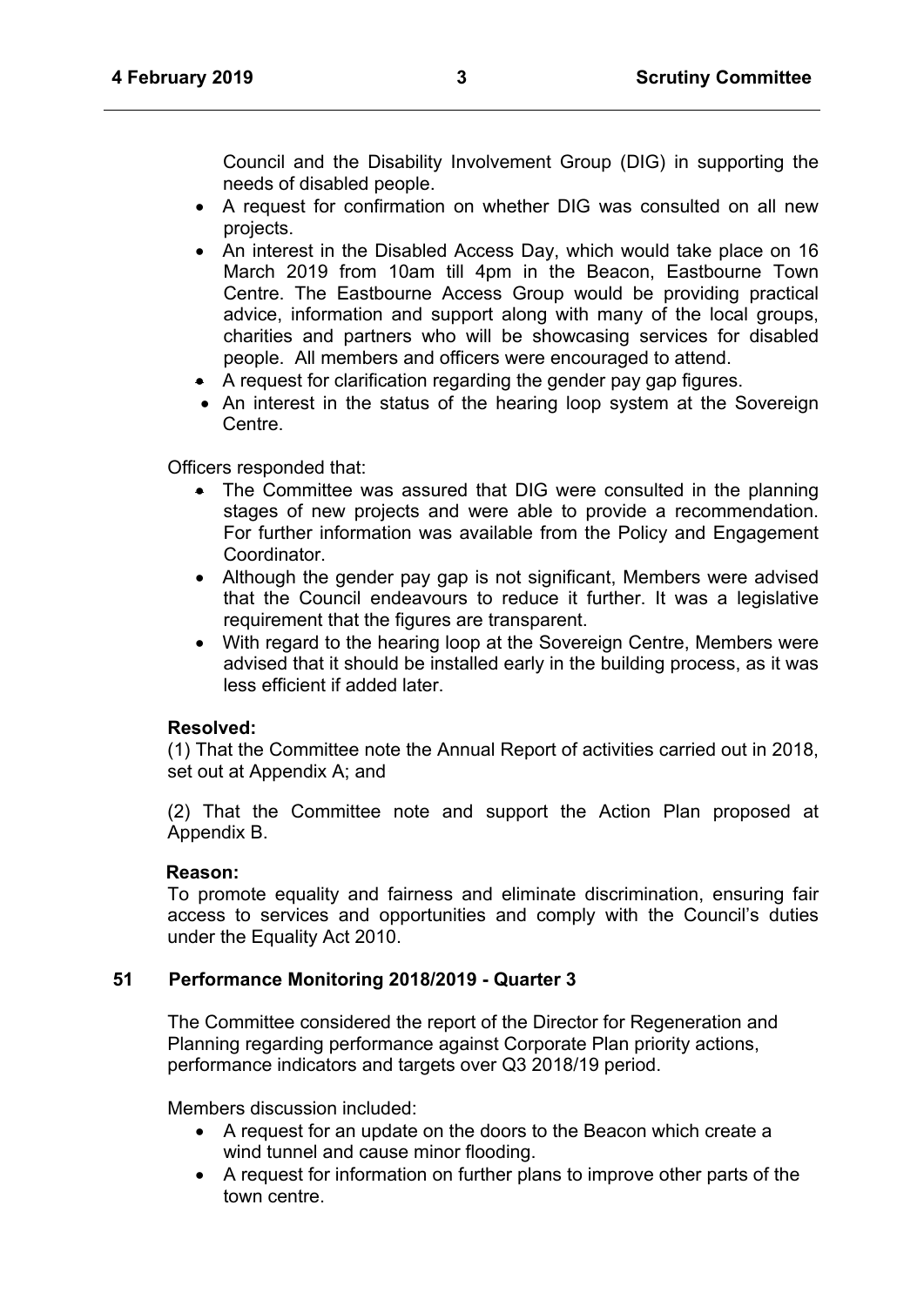Council and the Disability Involvement Group (DIG) in supporting the needs of disabled people.

- A request for confirmation on whether DIG was consulted on all new projects.
- An interest in the Disabled Access Day, which would take place on 16 March 2019 from 10am till 4pm in the Beacon, Eastbourne Town Centre. The Eastbourne Access Group would be providing practical advice, information and support along with many of the local groups, charities and partners who will be showcasing services for disabled people. All members and officers were encouraged to attend.
- A request for clarification regarding the gender pay gap figures.
- An interest in the status of the hearing loop system at the Sovereign Centre.

Officers responded that:

- The Committee was assured that DIG were consulted in the planning stages of new projects and were able to provide a recommendation. For further information was available from the Policy and Engagement Coordinator.
- Although the gender pay gap is not significant, Members were advised that the Council endeavours to reduce it further. It was a legislative requirement that the figures are transparent.
- With regard to the hearing loop at the Sovereign Centre, Members were advised that it should be installed early in the building process, as it was less efficient if added later.

**Resolved:**

(1) That the Committee note the Annual Report of activities carried out in 2018, set out at Appendix A; and

(2) That the Committee note and support the Action Plan proposed at Appendix B.

**Reason:**

To promote equality and fairness and eliminate discrimination, ensuring fair access to services and opportunities and comply with the Council's duties under the Equality Act 2010.

## 51 Performance Monitoring 2018/2019 - Quarter 3

The Committee considered the report of the Director for Regeneration and Planning regarding performance against Corporate Plan priority actions, performance indicators and targets over Q3 2018/19 period.

Members discussion included:

- A request for an update on the doors to the Beacon which create a wind tunnel and cause minor flooding.
- A request for information on further plans to improve other parts of the town centre.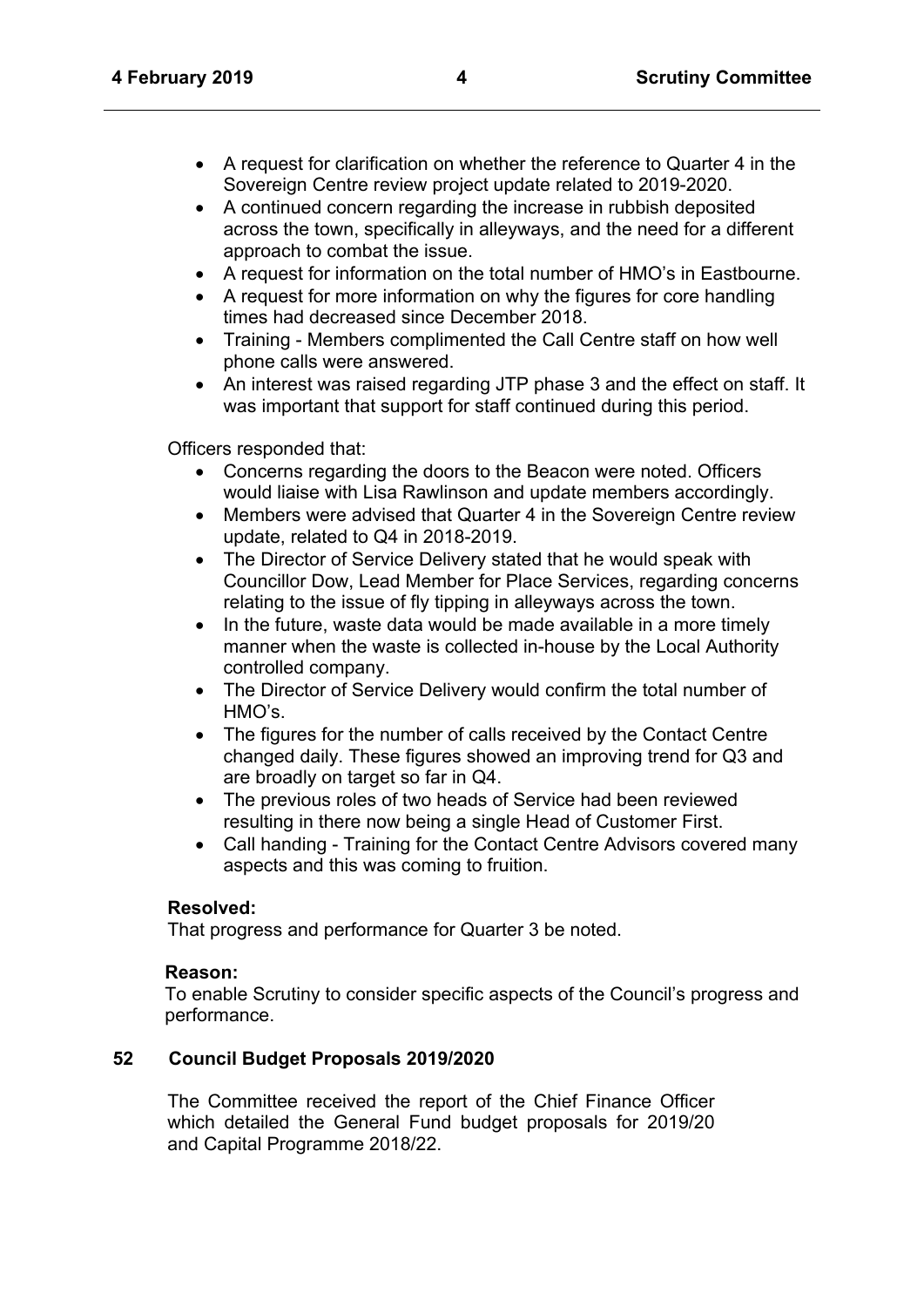- A request for clarification on whether the reference to Quarter 4 in the Sovereign Centre review project update related to 2019-2020.
- A continued concern regarding the increase in rubbish deposited across the town, specifically in alleyways, and the need for a different approach to combat the issue.
- A request for information on the total number of HMO's in Eastbourne.
- A request for more information on why the figures for core handling times had decreased since December 2018.
- Training - Members complimented the Call Centre staff on how well phone calls were answered.
- An interest was raised regarding JTP phase 3 and the effect on staff. It was important that support for staff continued during this period.

Officers responded that:

- Concerns regarding the doors to the Beacon were noted. Officers would liaise with Lisa Rawlinson and update members accordingly.
- Members were advised that Quarter 4 in the Sovereign Centre review update, related to Q4 in 2018-2019.
- The Director of Service Delivery stated that he would speak with Councillor Dow, Lead Member for Place Services, regarding concerns relating to the issue of fly tipping in alleyways across the town.
- In the future, waste data would be made available in a more timely manner when the waste is collected in-house by the Local Authority controlled company.
- The Director of Service Delivery would confirm the total number of HMO's.
- The figures for the number of calls received by the Contact Centre changed daily. These figures showed an improving trend for Q3 and are broadly on target so far in Q4.
- The previous roles of two heads of Service had been reviewed resulting in there now being a single Head of Customer First.
- Call handing - Training for the Contact Centre Advisors covered many aspects and this was coming to fruition.

**Resolved:**
That progress and performance for Quarter 3 be noted.

**Reason:**
To enable Scrutiny to consider specific aspects of the Council's progress and performance.

## 52 Council Budget Proposals 2019/2020

The Committee received the report of the Chief Finance Officer which detailed the General Fund budget proposals for 2019/20 and Capital Programme 2018/22.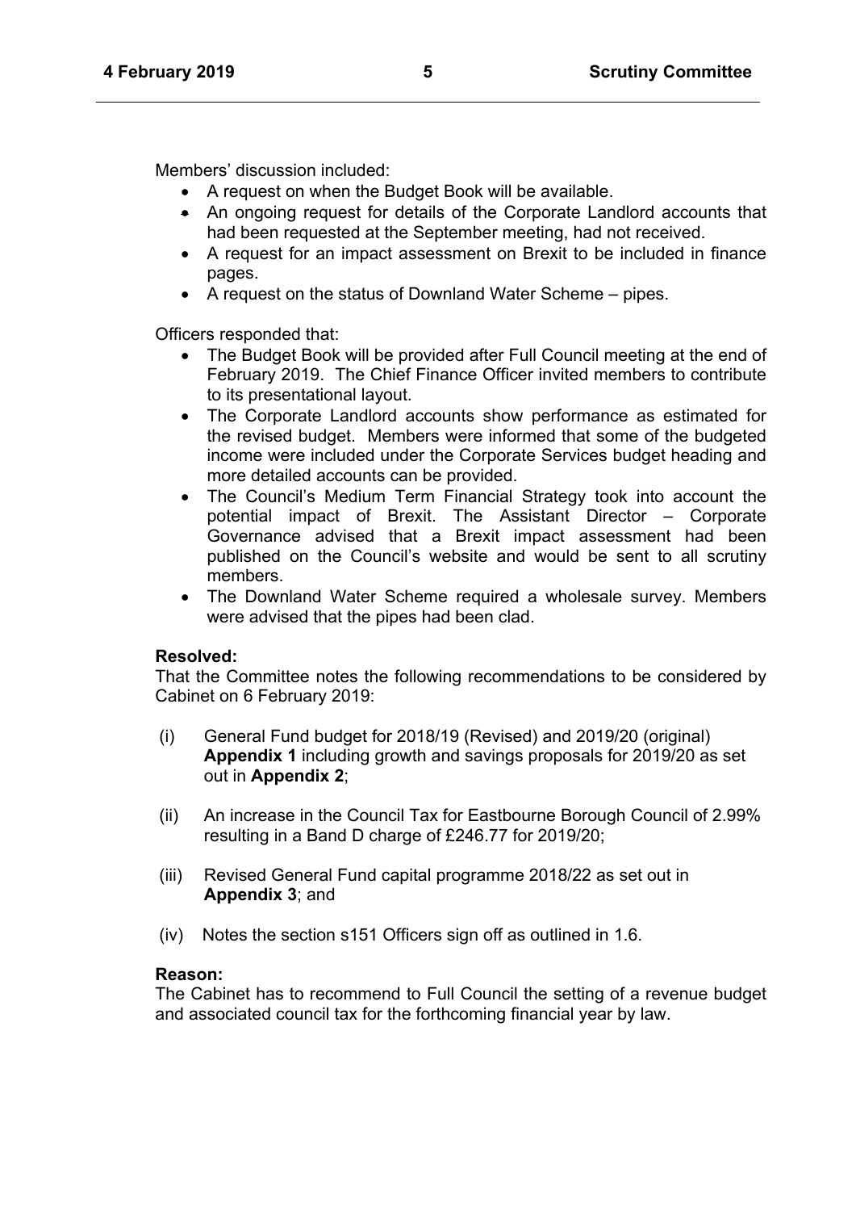Members' discussion included:

- A request on when the Budget Book will be available.
- An ongoing request for details of the Corporate Landlord accounts that had been requested at the September meeting, had not received.
- A request for an impact assessment on Brexit to be included in finance pages.
- A request on the status of Downland Water Scheme – pipes.

Officers responded that:

- The Budget Book will be provided after Full Council meeting at the end of February 2019. The Chief Finance Officer invited members to contribute to its presentational layout.
- The Corporate Landlord accounts show performance as estimated for the revised budget. Members were informed that some of the budgeted income were included under the Corporate Services budget heading and more detailed accounts can be provided.
- The Council's Medium Term Financial Strategy took into account the potential impact of Brexit. The Assistant Director – Corporate Governance advised that a Brexit impact assessment had been published on the Council's website and would be sent to all scrutiny members.
- The Downland Water Scheme required a wholesale survey. Members were advised that the pipes had been clad.

**Resolved:**
That the Committee notes the following recommendations to be considered by Cabinet on 6 February 2019:

(i) General Fund budget for 2018/19 (Revised) and 2019/20 (original) **Appendix 1** including growth and savings proposals for 2019/20 as set out in **Appendix 2**;

(ii) An increase in the Council Tax for Eastbourne Borough Council of 2.99% resulting in a Band D charge of £246.77 for 2019/20;

(iii) Revised General Fund capital programme 2018/22 as set out in **Appendix 3**; and

(iv) Notes the section s151 Officers sign off as outlined in 1.6.

**Reason:**
The Cabinet has to recommend to Full Council the setting of a revenue budget and associated council tax for the forthcoming financial year by law.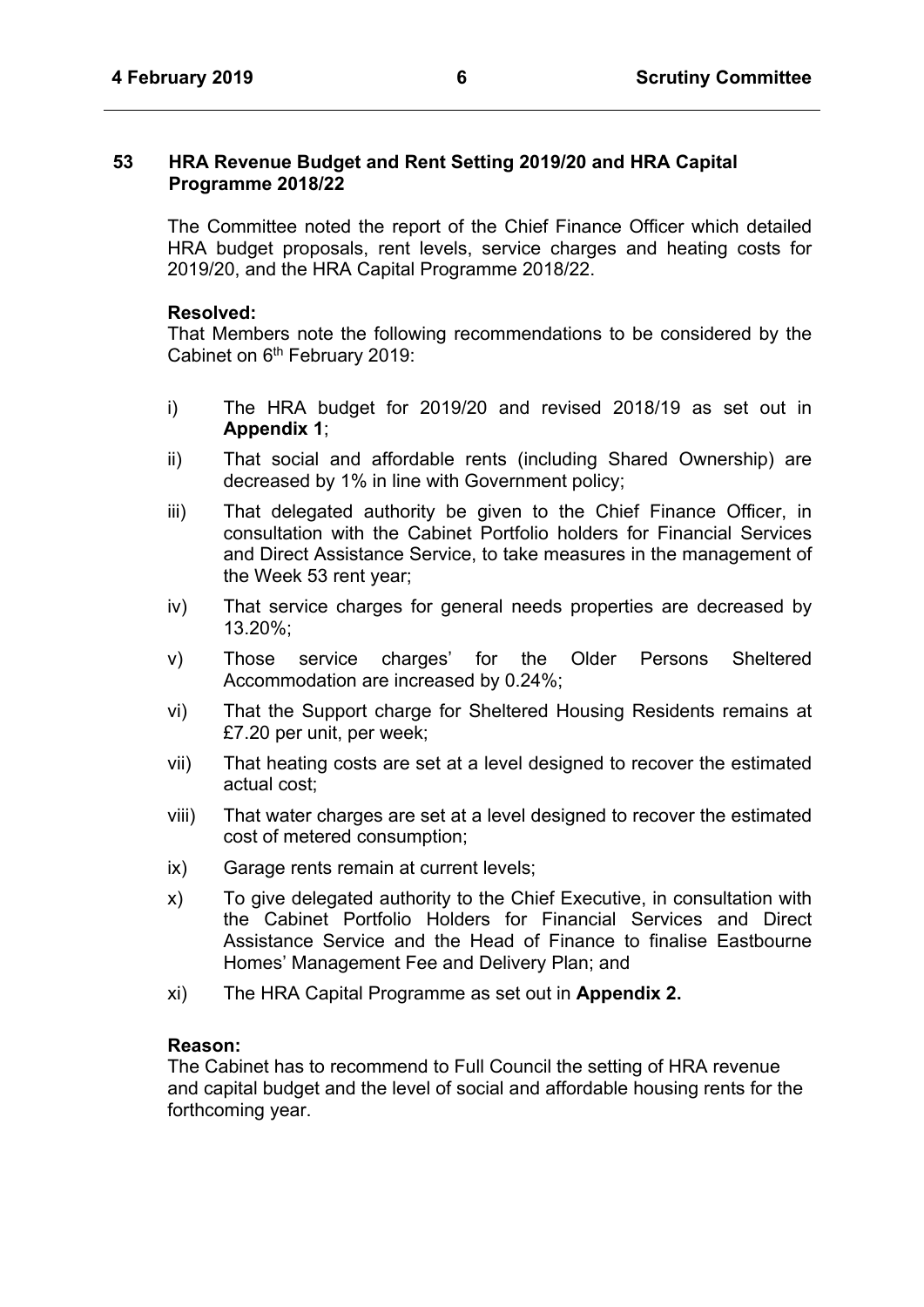## 53 HRA Revenue Budget and Rent Setting 2019/20 and HRA Capital Programme 2018/22

The Committee noted the report of the Chief Finance Officer which detailed HRA budget proposals, rent levels, service charges and heating costs for 2019/20, and the HRA Capital Programme 2018/22.

**Resolved:**
That Members note the following recommendations to be considered by the Cabinet on 6th February 2019:

i) The HRA budget for 2019/20 and revised 2018/19 as set out in **Appendix 1**;

ii) That social and affordable rents (including Shared Ownership) are decreased by 1% in line with Government policy;

iii) That delegated authority be given to the Chief Finance Officer, in consultation with the Cabinet Portfolio holders for Financial Services and Direct Assistance Service, to take measures in the management of the Week 53 rent year;

iv) That service charges for general needs properties are decreased by 13.20%;

v) Those service charges' for the Older Persons Sheltered Accommodation are increased by 0.24%;

vi) That the Support charge for Sheltered Housing Residents remains at £7.20 per unit, per week;

vii) That heating costs are set at a level designed to recover the estimated actual cost;

viii) That water charges are set at a level designed to recover the estimated cost of metered consumption;

ix) Garage rents remain at current levels;

x) To give delegated authority to the Chief Executive, in consultation with the Cabinet Portfolio Holders for Financial Services and Direct Assistance Service and the Head of Finance to finalise Eastbourne Homes' Management Fee and Delivery Plan; and

xi) The HRA Capital Programme as set out in **Appendix 2.**

**Reason:**
The Cabinet has to recommend to Full Council the setting of HRA revenue and capital budget and the level of social and affordable housing rents for the forthcoming year.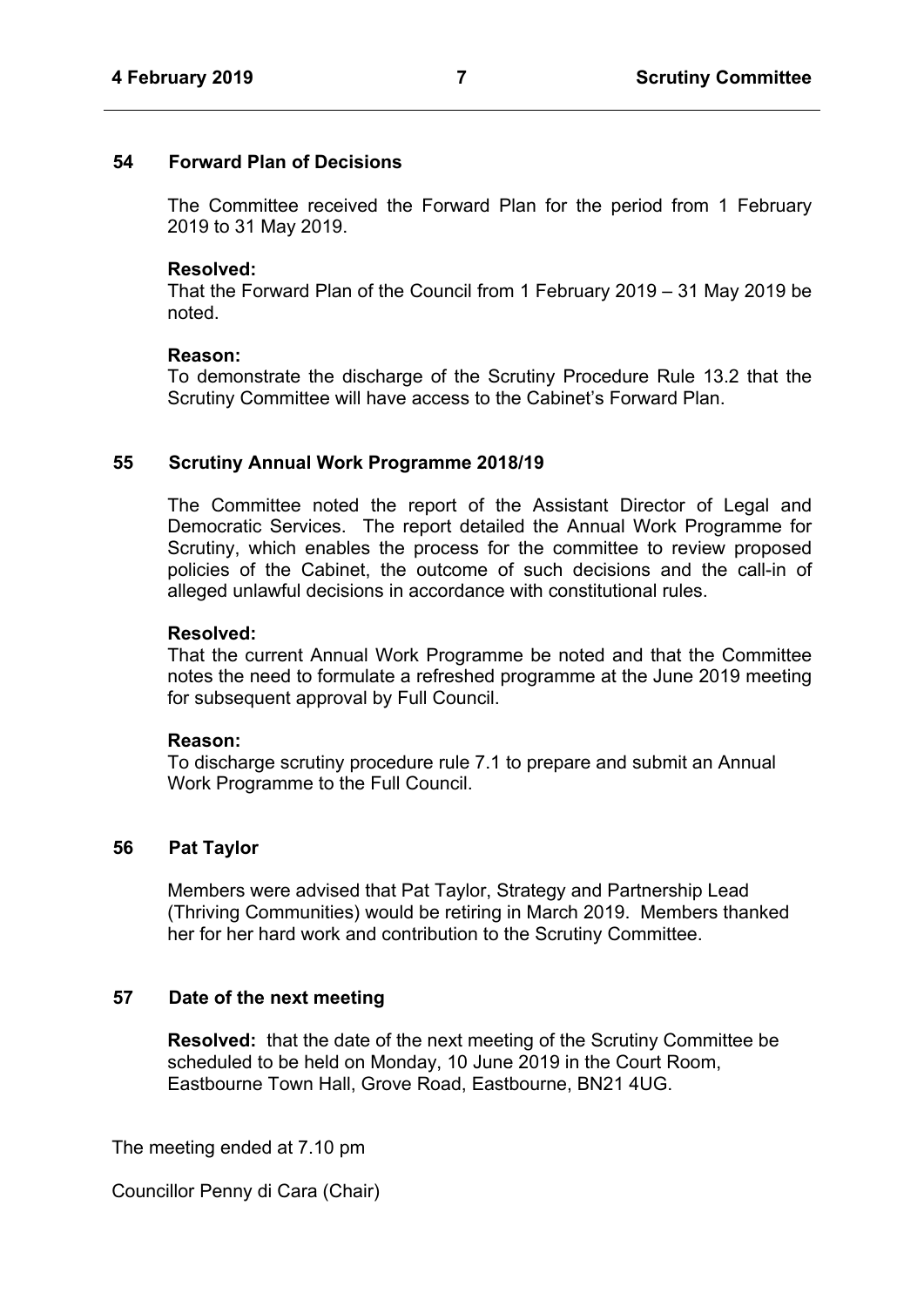## 54 Forward Plan of Decisions

The Committee received the Forward Plan for the period from 1 February 2019 to 31 May 2019.

**Resolved:**
That the Forward Plan of the Council from 1 February 2019 – 31 May 2019 be noted.

**Reason:**
To demonstrate the discharge of the Scrutiny Procedure Rule 13.2 that the Scrutiny Committee will have access to the Cabinet's Forward Plan.

## 55 Scrutiny Annual Work Programme 2018/19

The Committee noted the report of the Assistant Director of Legal and Democratic Services. The report detailed the Annual Work Programme for Scrutiny, which enables the process for the committee to review proposed policies of the Cabinet, the outcome of such decisions and the call-in of alleged unlawful decisions in accordance with constitutional rules.

**Resolved:**
That the current Annual Work Programme be noted and that the Committee notes the need to formulate a refreshed programme at the June 2019 meeting for subsequent approval by Full Council.

**Reason:**
To discharge scrutiny procedure rule 7.1 to prepare and submit an Annual Work Programme to the Full Council.

## 56 Pat Taylor

Members were advised that Pat Taylor, Strategy and Partnership Lead (Thriving Communities) would be retiring in March 2019. Members thanked her for her hard work and contribution to the Scrutiny Committee.

## 57 Date of the next meeting

**Resolved:** that the date of the next meeting of the Scrutiny Committee be scheduled to be held on Monday, 10 June 2019 in the Court Room, Eastbourne Town Hall, Grove Road, Eastbourne, BN21 4UG.

The meeting ended at 7.10 pm

Councillor Penny di Cara (Chair)